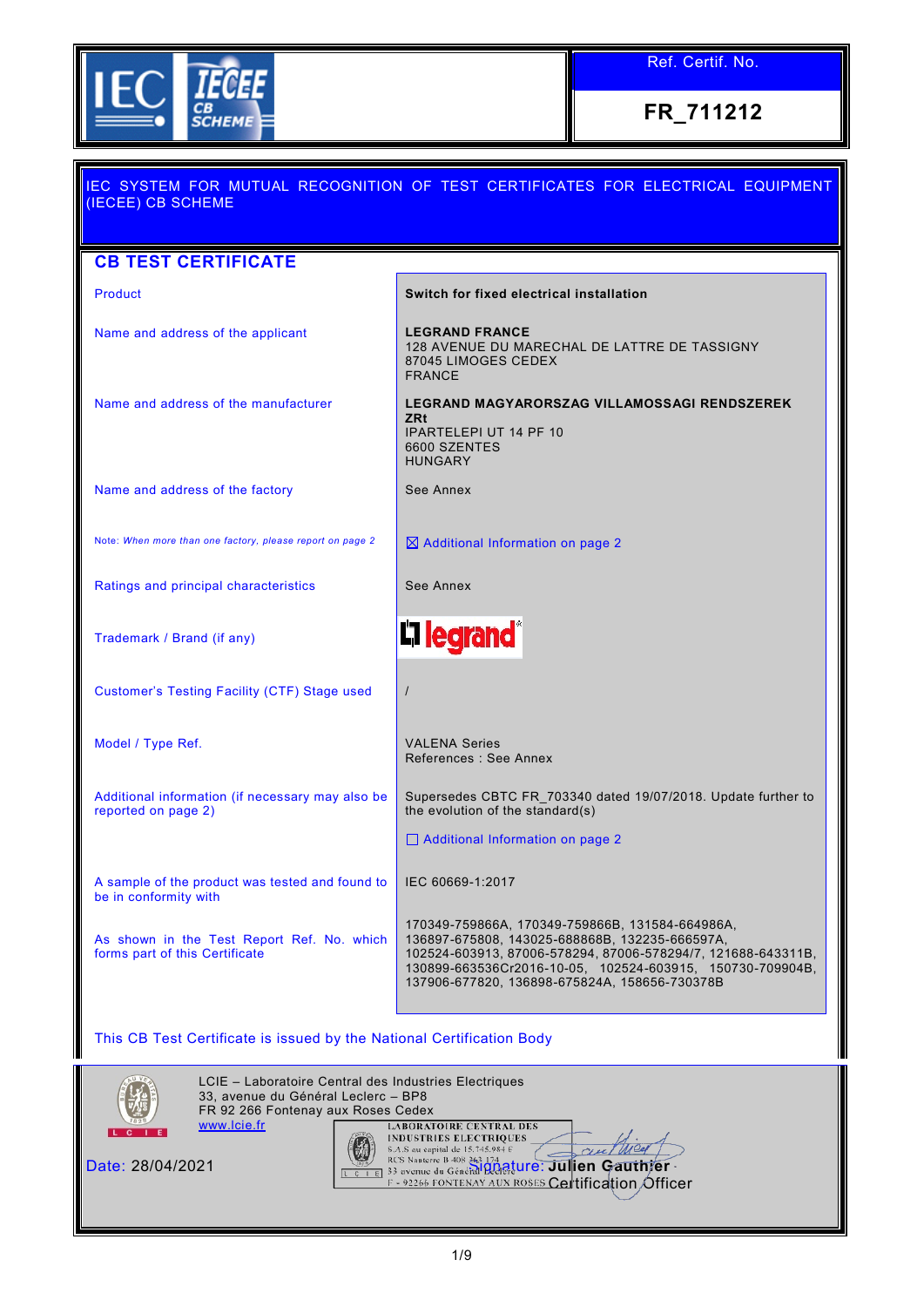Ref. Certif. No.

**FR_711212**

IEC SYSTEM FOR MUTUAL RECOGNITION OF TEST CERTIFICATES FOR ELECTRICAL EQUIPMENT (IECEE) CB SCHEME

## CB TEST CERTIFICATE

| | |
|---|---|
| Product | **Switch for fixed electrical installation** |
| Name and address of the applicant | **LEGRAND FRANCE**<br>128 AVENUE DU MARECHAL DE LATTRE DE TASSIGNY<br>87045 LIMOGES CEDEX<br>FRANCE |
| Name and address of the manufacturer | **LEGRAND MAGYARORSZAG VILLAMOSSAGI RENDSZEREK ZRt**<br>IPARTELEPI UT 14 PF 10<br>6600 SZENTES<br>HUNGARY |
| Name and address of the factory | See Annex |
| Note: *When more than one factory, please report on page 2* | ☒ Additional Information on page 2 |
| Ratings and principal characteristics | See Annex |
| Trademark / Brand (if any) | legrand |
| Customer's Testing Facility (CTF) Stage used | / |
| Model / Type Ref. | VALENA Series<br>References : See Annex |
| Additional information (if necessary may also be reported on page 2) | Supersedes CBTC FR_703340 dated 19/07/2018. Update further to the evolution of the standard(s)<br><br>☐ Additional Information on page 2 |
| A sample of the product was tested and found to be in conformity with | IEC 60669-1:2017 |
| As shown in the Test Report Ref. No. which forms part of this Certificate | 170349-759866A, 170349-759866B, 131584-664986A, 136897-675808, 143025-688868B, 132235-666597A, 102524-603913, 87006-578294, 87006-578294/7, 121688-643311B, 130899-663536Cr2016-10-05, 102524-603915, 150730-709904B, 137906-677820, 136898-675824A, 158656-730378B |

This CB Test Certificate is issued by the National Certification Body

LCIE – Laboratoire Central des Industries Electriques
33, avenue du Général Leclerc – BP8
FR 92 266 Fontenay aux Roses Cedex
www.lcie.fr

LABORATOIRE CENTRAL DES INDUSTRIES ELECTRIQUES
S.A.S au capital de 15.745.984 €
RCS Nanterre B 408 363 174
33 avenue du Général Leclerc
F - 92266 FONTENAY AUX ROSES

Date: 28/04/2021

Signature: **Julien Gauthier**
Certification Officer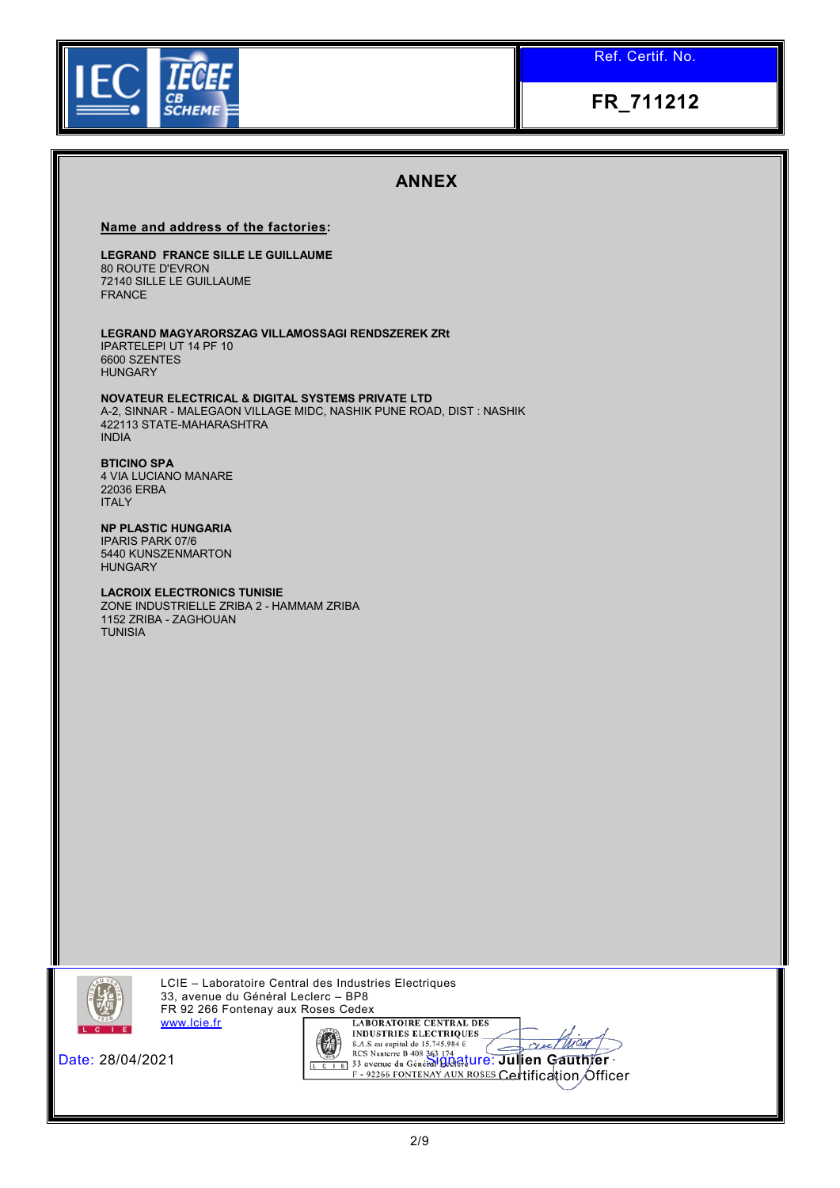Ref. Certif. No.

**FR_711212**

## ANNEX

**Name and address of the factories:**

**LEGRAND FRANCE SILLE LE GUILLAUME**
80 ROUTE D'EVRON
72140 SILLE LE GUILLAUME
FRANCE

**LEGRAND MAGYARORSZAG VILLAMOSSAGI RENDSZEREK ZRt**
IPARTELEPI UT 14 PF 10
6600 SZENTES
HUNGARY

**NOVATEUR ELECTRICAL & DIGITAL SYSTEMS PRIVATE LTD**
A-2, SINNAR - MALEGAON VILLAGE MIDC, NASHIK PUNE ROAD, DIST : NASHIK
422113 STATE-MAHARASHTRA
INDIA

**BTICINO SPA**
4 VIA LUCIANO MANARE
22036 ERBA
ITALY

**NP PLASTIC HUNGARIA**
IPARIS PARK 07/6
5440 KUNSZENMARTON
HUNGARY

**LACROIX ELECTRONICS TUNISIE**
ZONE INDUSTRIELLE ZRIBA 2 - HAMMAM ZRIBA
1152 ZRIBA - ZAGHOUAN
TUNISIA

LCIE – Laboratoire Central des Industries Electriques
33, avenue du Général Leclerc – BP8
FR 92 266 Fontenay aux Roses Cedex
www.lcie.fr

LABORATOIRE CENTRAL DES INDUSTRIES ELECTRIQUES
S.A.S au capital de 15.745.984 €
RCS Nanterre B 408 363 174
33 avenue du Général Leclerc
F - 92266 FONTENAY AUX ROSES

Date: 28/04/2021

Signature: **Julien Gauthier**
Certification Officer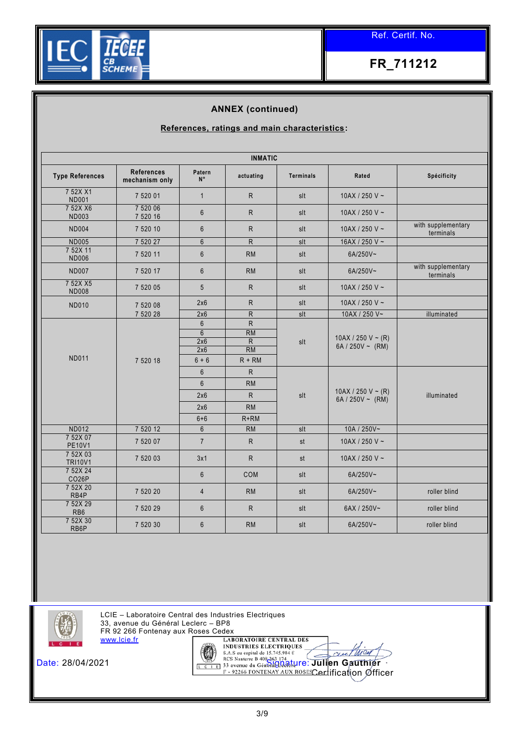Ref. Certif. No.

**FR_711212**

## ANNEX (continued)

**References, ratings and main characteristics:**

| INMATIC | | | | | | |
|---|---|---|---|---|---|---|
| **Type References** | **References mechanism only** | **Patern N°** | **actuating** | **Terminals** | **Rated** | **Spécificity** |
| 7 52X X1 ND001 | 7 520 01 | 1 | R | slt | 10AX / 250 V ~ | |
| 7 52X X6 ND003 | 7 520 06 7 520 16 | 6 | R | slt | 10AX / 250 V ~ | |
| ND004 | 7 520 10 | 6 | R | slt | 10AX / 250 V ~ | with supplementary terminals |
| ND005 | 7 520 27 | 6 | R | slt | 16AX / 250 V ~ | |
| 7 52X 11 ND006 | 7 520 11 | 6 | RM | slt | 6A/250V~ | |
| ND007 | 7 520 17 | 6 | RM | slt | 6A/250V~ | with supplementary terminals |
| 7 52X X5 ND008 | 7 520 05 | 5 | R | slt | 10AX / 250 V ~ | |
| ND010 | 7 520 08 | 2x6 | R | slt | 10AX / 250 V ~ | |
| | 7 520 28 | 2x6 | R | slt | 10AX / 250 V~ | illuminated |
| ND011 | 7 520 18 | 6 | R | slt | 10AX / 250 V ~ (R) 6A / 250V ~ (RM) | |
| | | 6 | RM | | | |
| | | 2x6 | R | | | |
| | | 2x6 | RM | | | |
| | | 6 + 6 | R + RM | | | |
| | | 6 | R | slt | 10AX / 250 V ~ (R) 6A / 250V ~ (RM) | illuminated |
| | | 6 | RM | | | |
| | | 2x6 | R | | | |
| | | 2x6 | RM | | | |
| | | 6+6 | R+RM | | | |
| ND012 | 7 520 12 | 6 | RM | slt | 10A / 250V~ | |
| 7 52X 07 PE10V1 | 7 520 07 | 7 | R | st | 10AX / 250 V ~ | |
| 7 52X 03 TRI10V1 | 7 520 03 | 3x1 | R | st | 10AX / 250 V ~ | |
| 7 52X 24 CO26P | | 6 | COM | slt | 6A/250V~ | |
| 7 52X 20 RB4P | 7 520 20 | 4 | RM | slt | 6A/250V~ | roller blind |
| 7 52X 29 RB6 | 7 520 29 | 6 | R | slt | 6AX / 250V~ | roller blind |
| 7 52X 30 RB6P | 7 520 30 | 6 | RM | slt | 6A/250V~ | roller blind |

LCIE – Laboratoire Central des Industries Electriques
33, avenue du Général Leclerc – BP8
FR 92 266 Fontenay aux Roses Cedex
www.lcie.fr

LABORATOIRE CENTRAL DES INDUSTRIES ELECTRIQUES
S.A.S au capital de 15.745.984 €
RCS Nanterre B 408 363 174
33 avenue du Général Leclerc
F - 92266 FONTENAY AUX ROSES

Date: 28/04/2021

Signature: **Julien Gauthier**
Certification Officer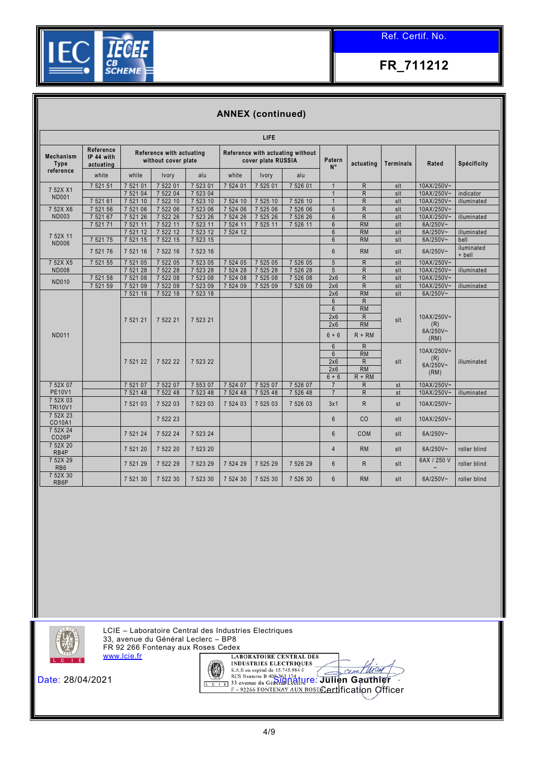Ref. Certif. No.

**FR_711212**

## ANNEX (continued)

| LIFE | | | | | | | | | | | | |
|---|---|---|---|---|---|---|---|---|---|---|---|---|
| Mechanism Type reference | Reference IP 44 with actuating | Reference with actuating without cover plate | | | Reference with actuating without cover plate RUSSIA | | | Patern N° | actuating | Terminals | Rated | Spécificity |
| | white | white | Ivory | alu | white | Ivory | alu | | | | | |
| 7 52X X1 ND001 | 7 521 51 | 7 521 01 | 7 522 01 | 7 523 01 | 7 524 01 | 7 525 01 | 7 526 01 | 1 | R | slt | 10AX/250V~ | |
| | | 7 521 04 | 7 522 04 | 7 523 04 | | | | 1 | R | slt | 10AX/250V~ | indicator |
| | 7 521 61 | 7 521 10 | 7 522 10 | 7 523 10 | 7 524 10 | 7 525 10 | 7 526 10 | 1 | R | slt | 10AX/250V~ | illuminated |
| 7 52X X6 ND003 | 7 521 56 | 7 521 06 | 7 522 06 | 7 523 06 | 7 524 06 | 7 525 06 | 7 526 06 | 6 | R | slt | 10AX/250V~ | |
| | 7 521 67 | 7 521 26 | 7 522 26 | 7 523 26 | 7 524 26 | 7 525 26 | 7 526 26 | 6 | R | slt | 10AX/250V~ | illuminated |
| 7 52X 11 ND006 | 7 521 71 | 7 521 11 | 7 522 11 | 7 523 11 | 7 524 11 | 7 525 11 | 7 526 11 | 6 | RM | slt | 6A/250V~ | |
| | | 7 521 12 | 7 522 12 | 7 523 12 | 7 524 12 | | | 6 | RM | slt | 6A/250V~ | illuminated |
| | 7 521 75 | 7 521 15 | 7 522 15 | 7 523 15 | | | | 6 | RM | slt | 6A/250V~ | bell |
| | 7 521 76 | 7 521 16 | 7 522 16 | 7 523 16 | | | | 6 | RM | slt | 6A/250V~ | iluminated + bell |
| 7 52X X5 ND008 | 7 521 55 | 7 521 05 | 7 522 05 | 7 523 05 | 7 524 05 | 7 525 05 | 7 526 05 | 5 | R | slt | 10AX/250V~ | |
| | | 7 521 28 | 7 522 28 | 7 523 28 | 7 524 28 | 7 525 28 | 7 526 28 | 5 | R | slt | 10AX/250V~ | illuminated |
| ND010 | 7 521 58 | 7 521 08 | 7 522 08 | 7 523 08 | 7 524 08 | 7 525 08 | 7 526 08 | 2x6 | R | slt | 10AX/250V~ | |
| | 7 521 59 | 7 521 09 | 7 522 09 | 7 523 09 | 7 524 09 | 7 525 09 | 7 526 09 | 2x6 | R | slt | 10AX/250V~ | illuminated |
| ND011 | | 7 521 18 | 7 522 18 | 7 523 18 | | | | 2x6 | RM | slt | 6A/250V~ | |
| | | 7 521 21 | 7 522 21 | 7 523 21 | | | | 6 / 6 / 2x6 / 2x6 / 6 + 6 | R / RM / R / RM / R + RM | slt | 10AX/250V~ (R) 6A/250V~ (RM) | |
| | | 7 521 22 | 7 522 22 | 7 523 22 | | | | 6 / 6 / 2x6 / 2x6 / 6 + 6 | R / RM / R / RM / R + RM | slt | 10AX/250V~ (R) 6A/250V~ (RM) | illuminated |
| 7 52X 07 PE10V1 | | 7 521 07 | 7 522 07 | 7 553 07 | 7 524 07 | 7 525 07 | 7 526 07 | 7 | R | st | 10AX/250V~ | |
| | | 7 521 48 | 7 522 48 | 7 523 48 | 7 524 48 | 7 525 48 | 7 526 48 | 7 | R | st | 10AX/250V~ | illuminated |
| 7 52X 03 TRI10V1 | | 7 521 03 | 7 522 03 | 7 523 03 | 7 524 03 | 7 525 03 | 7 526 03 | 3x1 | R | st | 10AX/250V~ | |
| 7 52X 23 CO10A1 | | | 7 522 23 | | | | | 6 | CO | slt | 10AX/250V~ | |
| 7 52X 24 CO26P | | 7 521 24 | 7 522 24 | 7 523 24 | | | | 6 | COM | slt | 6A/250V~ | |
| 7 52X 20 RB4P | | 7 521 20 | 7 522 20 | 7 523 20 | | | | 4 | RM | slt | 6A/250V~ | roller blind |
| 7 52X 29 RB6 | | 7 521 29 | 7 522 29 | 7 523 29 | 7 524 29 | 7 525 29 | 7 526 29 | 6 | R | slt | 6AX / 250 V ~ | roller blind |
| 7 52X 30 RB6P | | 7 521 30 | 7 522 30 | 7 523 30 | 7 524 30 | 7 525 30 | 7 526 30 | 6 | RM | slt | 6A/250V~ | roller blind |

LCIE – Laboratoire Central des Industries Electriques
33, avenue du Général Leclerc – BP8
FR 92 266 Fontenay aux Roses Cedex
www.lcie.fr

LABORATOIRE CENTRAL DES INDUSTRIES ELECTRIQUES
S.A.S au capital de 15.745.984 €
RCS Nanterre B 408 363 174
33 avenue du Général Leclerc
F - 92266 FONTENAY AUX ROSES

Date: 28/04/2021

Signature: Julien Gauthier
Certification Officer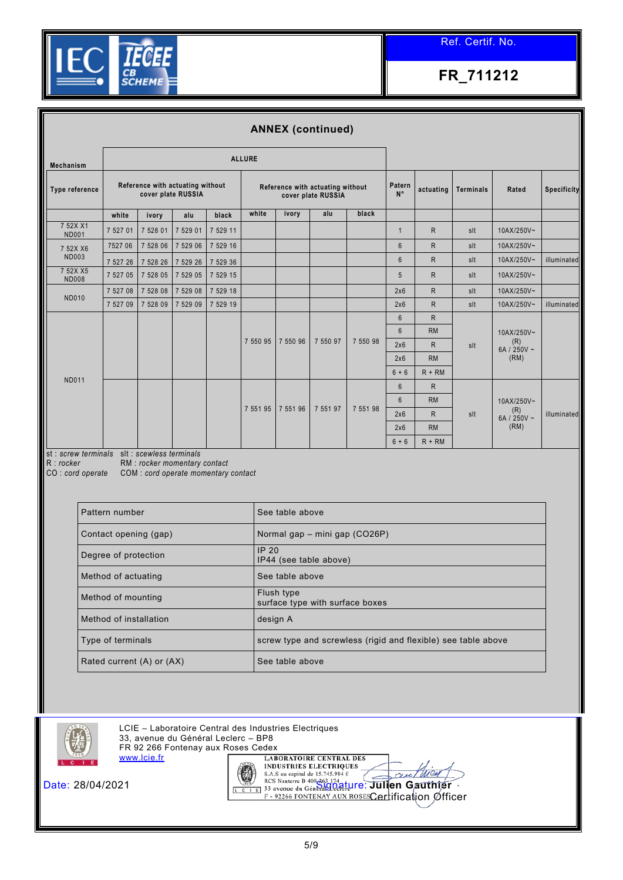| Ref. Certif. No. |
|---|
| **FR_711212** |

## ANNEX (continued)

| Mechanism | ALLURE | | | | | | | | | | | | |
|---|---|---|---|---|---|---|---|---|---|---|---|---|---|
| Type reference | Reference with actuating without cover plate RUSSIA | | | | Reference with actuating without cover plate RUSSIA | | | | Patern N° | actuating | Terminals | Rated | Specificity |
| | white | ivory | alu | black | white | ivory | alu | black | | | | | |
| 7 52X X1 ND001 | 7 527 01 | 7 528 01 | 7 529 01 | 7 529 11 | | | | | 1 | R | slt | 10AX/250V~ | |
| 7 52X X6 ND003 | 7527 06 | 7 528 06 | 7 529 06 | 7 529 16 | | | | | 6 | R | slt | 10AX/250V~ | |
| | 7 527 26 | 7 528 26 | 7 529 26 | 7 529 36 | | | | | 6 | R | slt | 10AX/250V~ | illuminated |
| 7 52X X5 ND008 | 7 527 05 | 7 528 05 | 7 529 05 | 7 529 15 | | | | | 5 | R | slt | 10AX/250V~ | |
| ND010 | 7 527 08 | 7 528 08 | 7 529 08 | 7 529 18 | | | | | 2x6 | R | slt | 10AX/250V~ | |
| | 7 527 09 | 7 528 09 | 7 529 09 | 7 529 19 | | | | | 2x6 | R | slt | 10AX/250V~ | illuminated |
| ND011 | | | | | 7 550 95 | 7 550 96 | 7 550 97 | 7 550 98 | 6 | R | slt | 10AX/250V~ (R) 6A / 250V ~ (RM) | |
| | | | | | | | | | 6 | RM | | | |
| | | | | | | | | | 2x6 | R | | | |
| | | | | | | | | | 2x6 | RM | | | |
| | | | | | | | | | 6 + 6 | R + RM | | | |
| | | | | | 7 551 95 | 7 551 96 | 7 551 97 | 7 551 98 | 6 | R | slt | 10AX/250V~ (R) 6A / 250V ~ (RM) | illuminated |
| | | | | | | | | | 6 | RM | | | |
| | | | | | | | | | 2x6 | R | | | |
| | | | | | | | | | 2x6 | RM | | | |
| | | | | | | | | | 6 + 6 | R + RM | | | |

st : *screw terminals*   slt : *scewless terminals*
R : *rocker*   RM : *rocker momentary contact*
CO : *cord operate*   COM : *cord operate momentary contact*

| | |
|---|---|
| Pattern number | See table above |
| Contact opening (gap) | Normal gap – mini gap (CO26P) |
| Degree of protection | IP 20<br>IP44 (see table above) |
| Method of actuating | See table above |
| Method of mounting | Flush type<br>surface type with surface boxes |
| Method of installation | design A |
| Type of terminals | screw type and screwless (rigid and flexible) see table above |
| Rated current (A) or (AX) | See table above |

LCIE – Laboratoire Central des Industries Electriques
33, avenue du Général Leclerc – BP8
FR 92 266 Fontenay aux Roses Cedex
www.lcie.fr

Date: 28/04/2021

LABORATOIRE CENTRAL DES INDUSTRIES ELECTRIQUES
S.A.S au capital de 15.745.984 €
RCS Nanterre B 408 363 174
33 avenue du Général Leclerc
F - 92266 FONTENAY AUX ROSES

Signature: Julien Gauthier
Certification Officer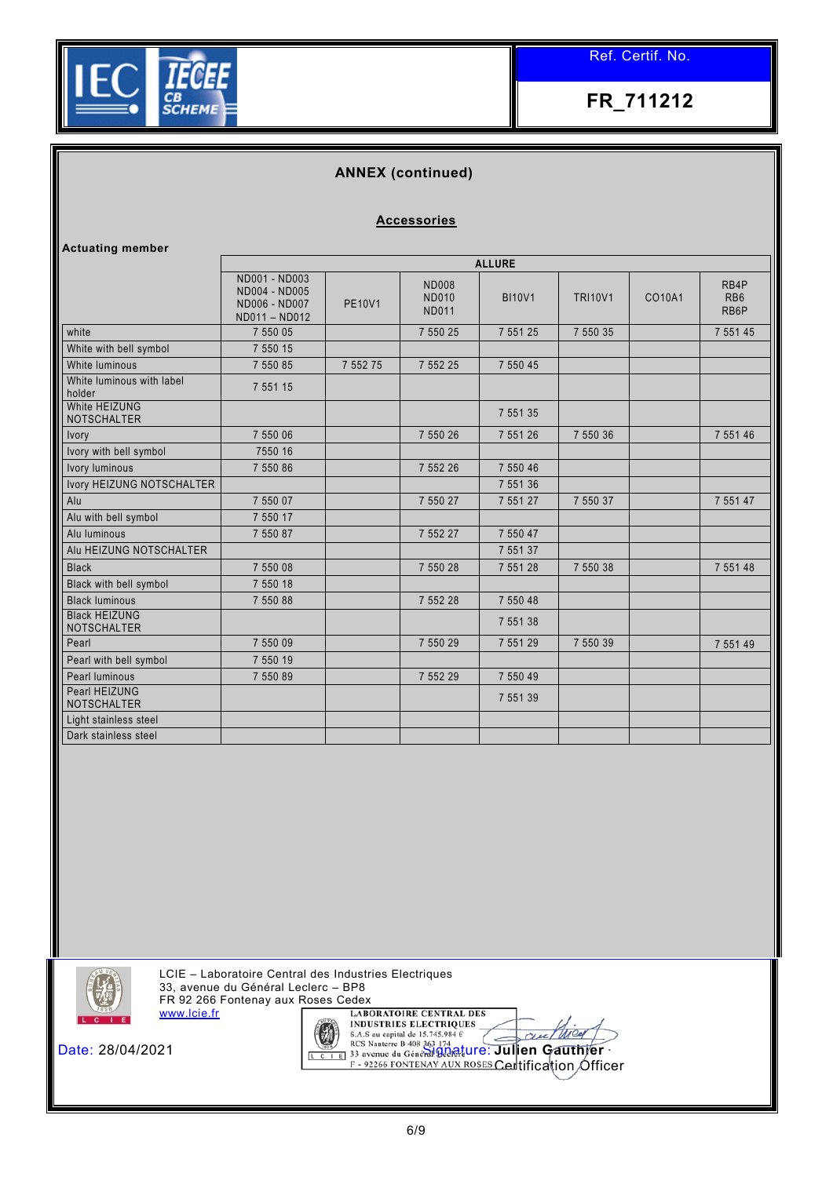Ref. Certif. No.

**FR_711212**

## ANNEX (continued)

### Accessories

**Actuating member**

| | ALLURE | | | | | | |
|---|---|---|---|---|---|---|---|
| | ND001 - ND003 ND004 - ND005 ND006 - ND007 ND011 – ND012 | PE10V1 | ND008 ND010 ND011 | BI10V1 | TRI10V1 | CO10A1 | RB4P RB6 RB6P |
| white | 7 550 05 | | 7 550 25 | 7 551 25 | 7 550 35 | | 7 551 45 |
| White with bell symbol | 7 550 15 | | | | | | |
| White luminous | 7 550 85 | 7 552 75 | 7 552 25 | 7 550 45 | | | |
| White luminous with label holder | 7 551 15 | | | | | | |
| White HEIZUNG NOTSCHALTER | | | | 7 551 35 | | | |
| Ivory | 7 550 06 | | 7 550 26 | 7 551 26 | 7 550 36 | | 7 551 46 |
| Ivory with bell symbol | 7550 16 | | | | | | |
| Ivory luminous | 7 550 86 | | 7 552 26 | 7 550 46 | | | |
| Ivory HEIZUNG NOTSCHALTER | | | | 7 551 36 | | | |
| Alu | 7 550 07 | | 7 550 27 | 7 551 27 | 7 550 37 | | 7 551 47 |
| Alu with bell symbol | 7 550 17 | | | | | | |
| Alu luminous | 7 550 87 | | 7 552 27 | 7 550 47 | | | |
| Alu HEIZUNG NOTSCHALTER | | | | 7 551 37 | | | |
| Black | 7 550 08 | | 7 550 28 | 7 551 28 | 7 550 38 | | 7 551 48 |
| Black with bell symbol | 7 550 18 | | | | | | |
| Black luminous | 7 550 88 | | 7 552 28 | 7 550 48 | | | |
| Black HEIZUNG NOTSCHALTER | | | | 7 551 38 | | | |
| Pearl | 7 550 09 | | 7 550 29 | 7 551 29 | 7 550 39 | | 7 551 49 |
| Pearl with bell symbol | 7 550 19 | | | | | | |
| Pearl luminous | 7 550 89 | | 7 552 29 | 7 550 49 | | | |
| Pearl HEIZUNG NOTSCHALTER | | | | 7 551 39 | | | |
| Light stainless steel | | | | | | | |
| Dark stainless steel | | | | | | | |

LCIE – Laboratoire Central des Industries Electriques
33, avenue du Général Leclerc – BP8
FR 92 266 Fontenay aux Roses Cedex
www.lcie.fr

LABORATOIRE CENTRAL DES INDUSTRIES ELECTRIQUES
S.A.S au capital de 15.745.984 €
RCS Nanterre B 408 363 174
33 avenue du Général Leclerc
F - 92266 FONTENAY AUX ROSES

Date: 28/04/2021

Signature: Julien Gauthier
Certification Officer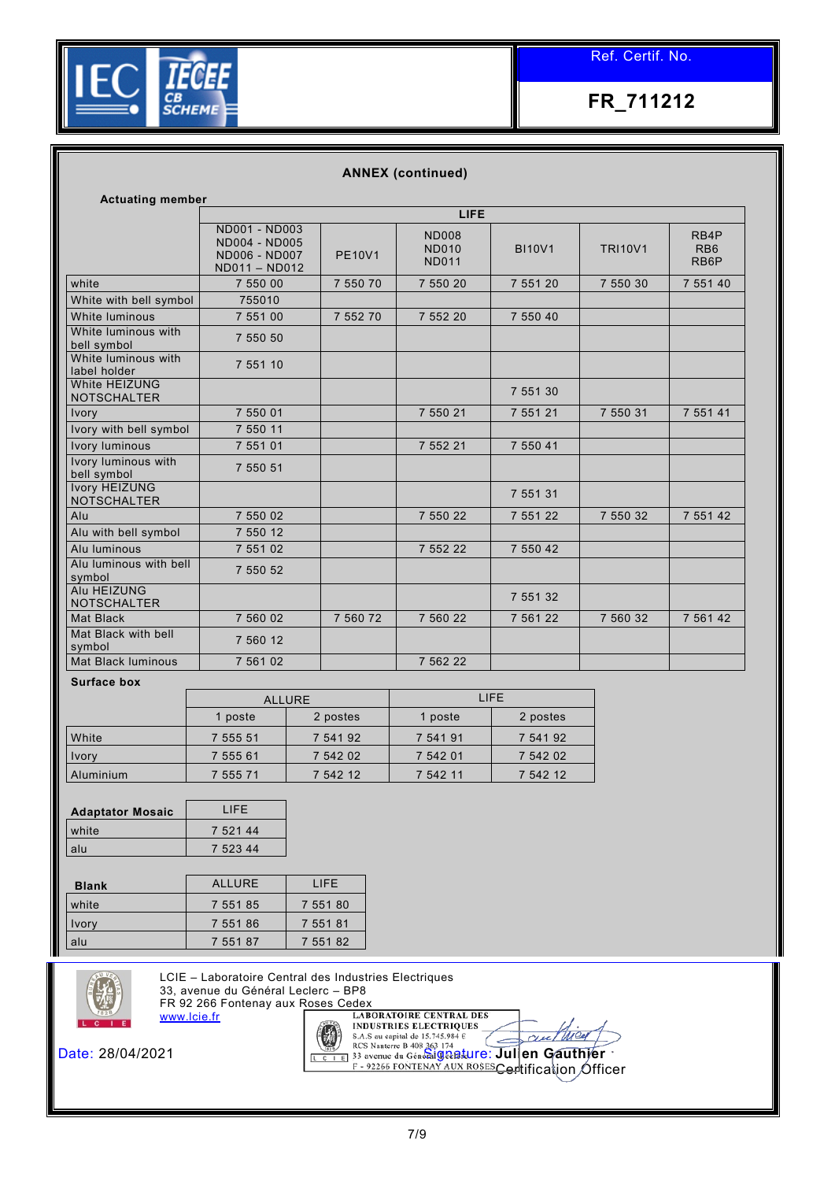Ref. Certif. No.

**FR_711212**

## ANNEX (continued)

**Actuating member**

| | LIFE | | | | | |
|---|---|---|---|---|---|---|
| | ND001 - ND003 ND004 - ND005 ND006 - ND007 ND011 – ND012 | PE10V1 | ND008 ND010 ND011 | BI10V1 | TRI10V1 | RB4P RB6 RB6P |
| white | 7 550 00 | 7 550 70 | 7 550 20 | 7 551 20 | 7 550 30 | 7 551 40 |
| White with bell symbol | 755010 | | | | | |
| White luminous | 7 551 00 | 7 552 70 | 7 552 20 | 7 550 40 | | |
| White luminous with bell symbol | 7 550 50 | | | | | |
| White luminous with label holder | 7 551 10 | | | | | |
| White HEIZUNG NOTSCHALTER | | | | 7 551 30 | | |
| Ivory | 7 550 01 | | 7 550 21 | 7 551 21 | 7 550 31 | 7 551 41 |
| Ivory with bell symbol | 7 550 11 | | | | | |
| Ivory luminous | 7 551 01 | | 7 552 21 | 7 550 41 | | |
| Ivory luminous with bell symbol | 7 550 51 | | | | | |
| Ivory HEIZUNG NOTSCHALTER | | | | 7 551 31 | | |
| Alu | 7 550 02 | | 7 550 22 | 7 551 22 | 7 550 32 | 7 551 42 |
| Alu with bell symbol | 7 550 12 | | | | | |
| Alu luminous | 7 551 02 | | 7 552 22 | 7 550 42 | | |
| Alu luminous with bell symbol | 7 550 52 | | | | | |
| Alu HEIZUNG NOTSCHALTER | | | | 7 551 32 | | |
| Mat Black | 7 560 02 | 7 560 72 | 7 560 22 | 7 561 22 | 7 560 32 | 7 561 42 |
| Mat Black with bell symbol | 7 560 12 | | | | | |
| Mat Black luminous | 7 561 02 | | 7 562 22 | | | |

**Surface box**

| | ALLURE | | LIFE | |
|---|---|---|---|---|
| | 1 poste | 2 postes | 1 poste | 2 postes |
| White | 7 555 51 | 7 541 92 | 7 541 91 | 7 541 92 |
| Ivory | 7 555 61 | 7 542 02 | 7 542 01 | 7 542 02 |
| Aluminium | 7 555 71 | 7 542 12 | 7 542 11 | 7 542 12 |

| **Adaptator Mosaic** | LIFE |
|---|---|
| white | 7 521 44 |
| alu | 7 523 44 |

| **Blank** | ALLURE | LIFE |
|---|---|---|
| white | 7 551 85 | 7 551 80 |
| Ivory | 7 551 86 | 7 551 81 |
| alu | 7 551 87 | 7 551 82 |

LCIE – Laboratoire Central des Industries Electriques
33, avenue du Général Leclerc – BP8
FR 92 266 Fontenay aux Roses Cedex
www.lcie.fr

LABORATOIRE CENTRAL DES INDUSTRIES ELECTRIQUES
S.A.S au capital de 15.745.984 €
RCS Nanterre B 408 363 174
33 avenue du Général Leclerc
F - 92266 FONTENAY AUX ROSES

Date: 28/04/2021

Signature: Julien Gauthier
Certification Officer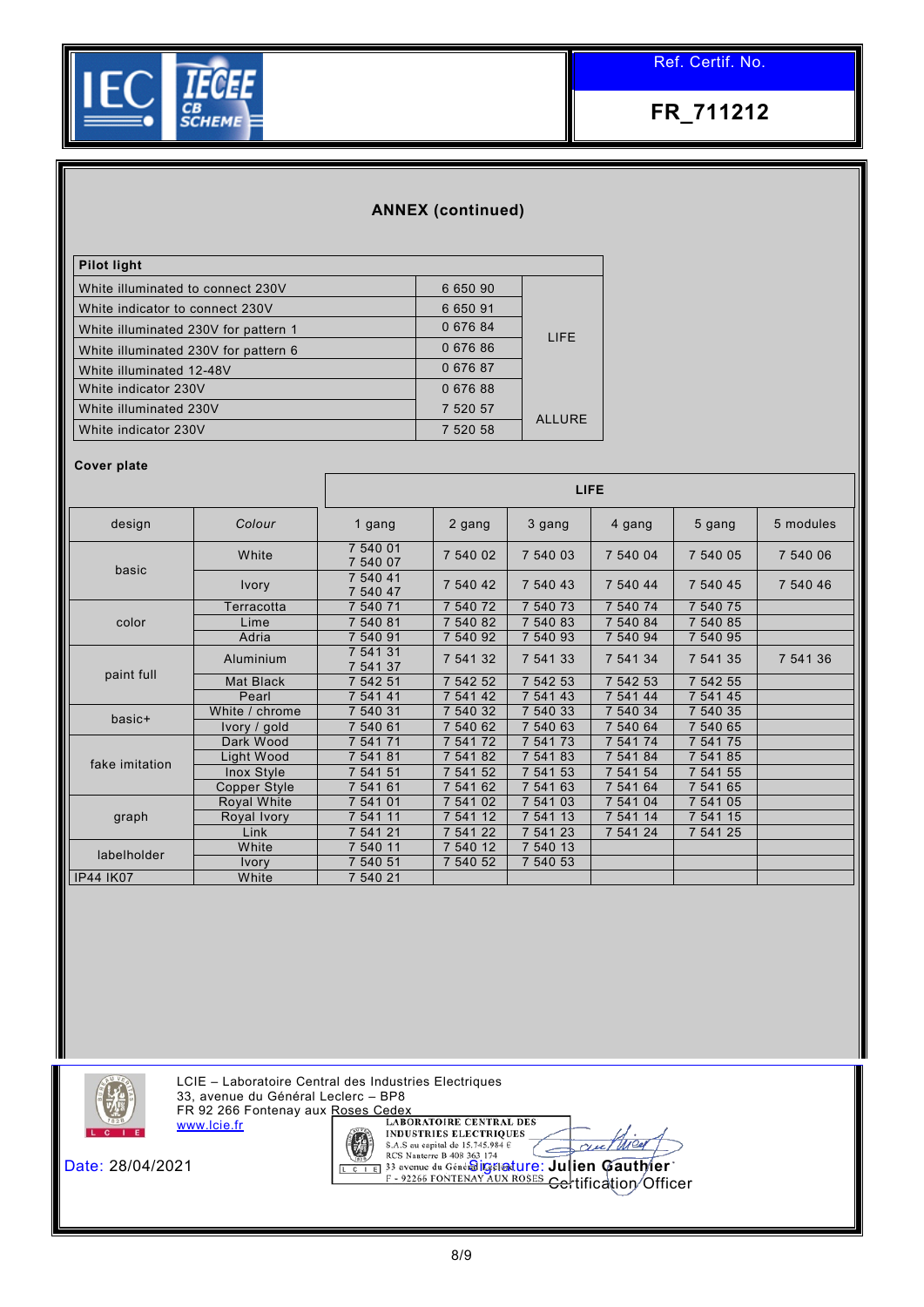IEC IECEE CB SCHEME

Ref. Certif. No.

**FR_711212**

## ANNEX (continued)

| Pilot light | | |
|---|---|---|
| White illuminated to connect 230V | 6 650 90 | LIFE |
| White indicator to connect 230V | 6 650 91 | |
| White illuminated 230V for pattern 1 | 0 676 84 | |
| White illuminated 230V for pattern 6 | 0 676 86 | |
| White illuminated 12-48V | 0 676 87 | |
| White indicator 230V | 0 676 88 | |
| White illuminated 230V | 7 520 57 | ALLURE |
| White indicator 230V | 7 520 58 | |

**Cover plate**

| | | LIFE | | | | | |
|---|---|---|---|---|---|---|---|
| design | *Colour* | 1 gang | 2 gang | 3 gang | 4 gang | 5 gang | 5 modules |
| basic | White | 7 540 01<br>7 540 07 | 7 540 02 | 7 540 03 | 7 540 04 | 7 540 05 | 7 540 06 |
| | Ivory | 7 540 41<br>7 540 47 | 7 540 42 | 7 540 43 | 7 540 44 | 7 540 45 | 7 540 46 |
| color | Terracotta | 7 540 71 | 7 540 72 | 7 540 73 | 7 540 74 | 7 540 75 | |
| | Lime | 7 540 81 | 7 540 82 | 7 540 83 | 7 540 84 | 7 540 85 | |
| | Adria | 7 540 91 | 7 540 92 | 7 540 93 | 7 540 94 | 7 540 95 | |
| paint full | Aluminium | 7 541 31<br>7 541 37 | 7 541 32 | 7 541 33 | 7 541 34 | 7 541 35 | 7 541 36 |
| | Mat Black | 7 542 51 | 7 542 52 | 7 542 53 | 7 542 53 | 7 542 55 | |
| | Pearl | 7 541 41 | 7 541 42 | 7 541 43 | 7 541 44 | 7 541 45 | |
| basic+ | White / chrome | 7 540 31 | 7 540 32 | 7 540 33 | 7 540 34 | 7 540 35 | |
| | Ivory / gold | 7 540 61 | 7 540 62 | 7 540 63 | 7 540 64 | 7 540 65 | |
| fake imitation | Dark Wood | 7 541 71 | 7 541 72 | 7 541 73 | 7 541 74 | 7 541 75 | |
| | Light Wood | 7 541 81 | 7 541 82 | 7 541 83 | 7 541 84 | 7 541 85 | |
| | Inox Style | 7 541 51 | 7 541 52 | 7 541 53 | 7 541 54 | 7 541 55 | |
| | Copper Style | 7 541 61 | 7 541 62 | 7 541 63 | 7 541 64 | 7 541 65 | |
| graph | Royal White | 7 541 01 | 7 541 02 | 7 541 03 | 7 541 04 | 7 541 05 | |
| | Royal Ivory | 7 541 11 | 7 541 12 | 7 541 13 | 7 541 14 | 7 541 15 | |
| | Link | 7 541 21 | 7 541 22 | 7 541 23 | 7 541 24 | 7 541 25 | |
| labelholder | White | 7 540 11 | 7 540 12 | 7 540 13 | | | |
| | Ivory | 7 540 51 | 7 540 52 | 7 540 53 | | | |
| IP44 IK07 | White | 7 540 21 | | | | | |

LCIE – Laboratoire Central des Industries Electriques
33, avenue du Général Leclerc – BP8
FR 92 266 Fontenay aux Roses Cedex
www.lcie.fr

Date: 28/04/2021

LABORATOIRE CENTRAL DES INDUSTRIES ELECTRIQUES
S.A.S au capital de 15.745.984 €
RCS Nanterre B 408 363 174
33 avenue du Général Leclerc
F - 92266 FONTENAY AUX ROSES

Signature: Julien Gauthier
Certification Officer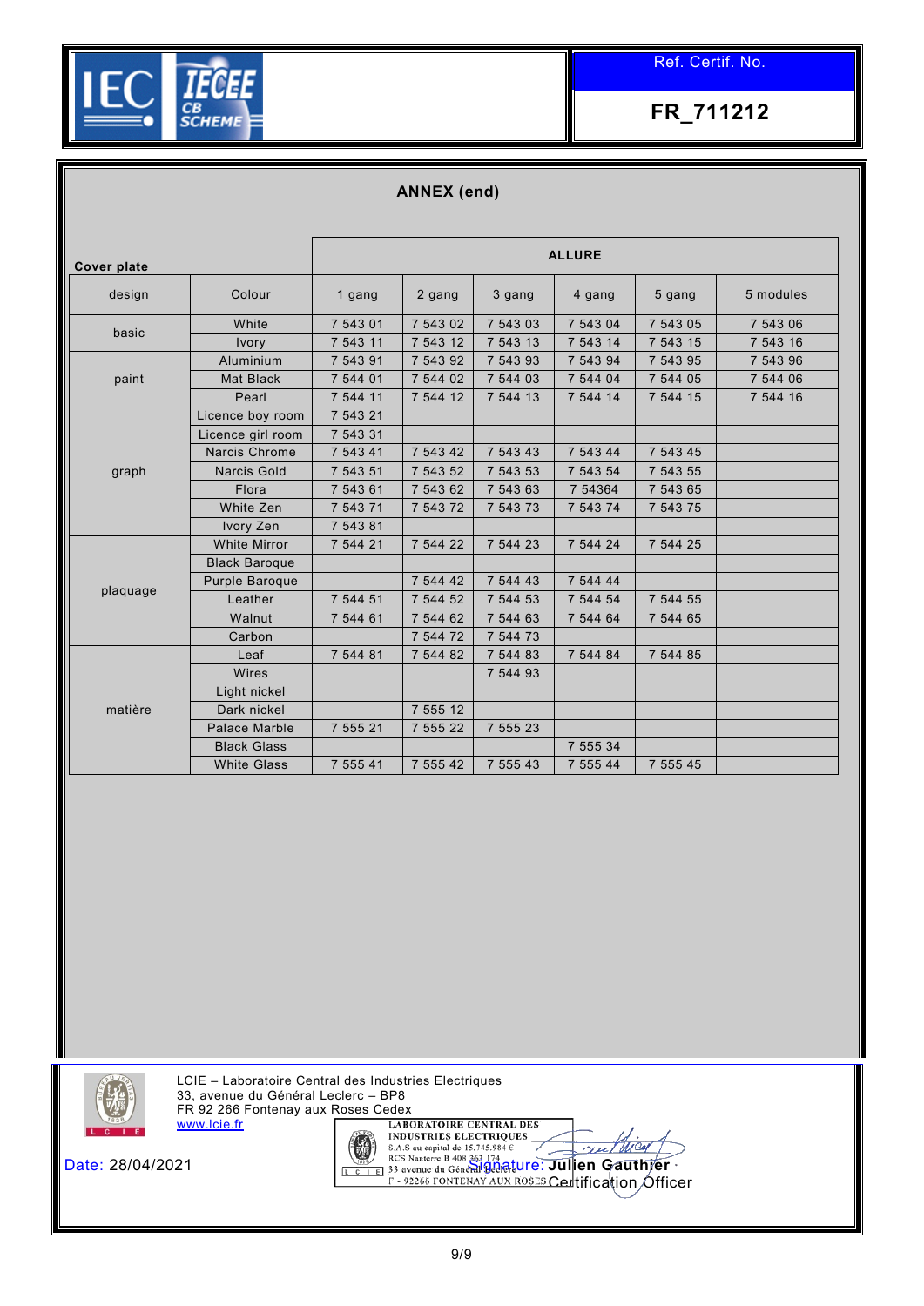Ref. Certif. No.

**FR_711212**

## ANNEX (end)

| Cover plate | | ALLURE | | | | | |
|---|---|---|---|---|---|---|---|
| design | Colour | 1 gang | 2 gang | 3 gang | 4 gang | 5 gang | 5 modules |
| basic | White | 7 543 01 | 7 543 02 | 7 543 03 | 7 543 04 | 7 543 05 | 7 543 06 |
| | Ivory | 7 543 11 | 7 543 12 | 7 543 13 | 7 543 14 | 7 543 15 | 7 543 16 |
| paint | Aluminium | 7 543 91 | 7 543 92 | 7 543 93 | 7 543 94 | 7 543 95 | 7 543 96 |
| | Mat Black | 7 544 01 | 7 544 02 | 7 544 03 | 7 544 04 | 7 544 05 | 7 544 06 |
| | Pearl | 7 544 11 | 7 544 12 | 7 544 13 | 7 544 14 | 7 544 15 | 7 544 16 |
| graph | Licence boy room | 7 543 21 | | | | | |
| | Licence girl room | 7 543 31 | | | | | |
| | Narcis Chrome | 7 543 41 | 7 543 42 | 7 543 43 | 7 543 44 | 7 543 45 | |
| | Narcis Gold | 7 543 51 | 7 543 52 | 7 543 53 | 7 543 54 | 7 543 55 | |
| | Flora | 7 543 61 | 7 543 62 | 7 543 63 | 7 54364 | 7 543 65 | |
| | White Zen | 7 543 71 | 7 543 72 | 7 543 73 | 7 543 74 | 7 543 75 | |
| | Ivory Zen | 7 543 81 | | | | | |
| plaquage | White Mirror | 7 544 21 | 7 544 22 | 7 544 23 | 7 544 24 | 7 544 25 | |
| | Black Baroque | | | | | | |
| | Purple Baroque | | 7 544 42 | 7 544 43 | 7 544 44 | | |
| | Leather | 7 544 51 | 7 544 52 | 7 544 53 | 7 544 54 | 7 544 55 | |
| | Walnut | 7 544 61 | 7 544 62 | 7 544 63 | 7 544 64 | 7 544 65 | |
| | Carbon | | 7 544 72 | 7 544 73 | | | |
| matière | Leaf | 7 544 81 | 7 544 82 | 7 544 83 | 7 544 84 | 7 544 85 | |
| | Wires | | | 7 544 93 | | | |
| | Light nickel | | | | | | |
| | Dark nickel | | 7 555 12 | | | | |
| | Palace Marble | 7 555 21 | 7 555 22 | 7 555 23 | | | |
| | Black Glass | | | | 7 555 34 | | |
| | White Glass | 7 555 41 | 7 555 42 | 7 555 43 | 7 555 44 | 7 555 45 | |

LCIE – Laboratoire Central des Industries Electriques
33, avenue du Général Leclerc – BP8
FR 92 266 Fontenay aux Roses Cedex
www.lcie.fr

LABORATOIRE CENTRAL DES INDUSTRIES ELECTRIQUES
S.A.S au capital de 15.745.984 €
RCS Nanterre B 408 363 174
33 avenue du Général Leclerc
F - 92266 FONTENAY AUX ROSES

Date: 28/04/2021

Signature: Julien Gauthier
Certification Officer